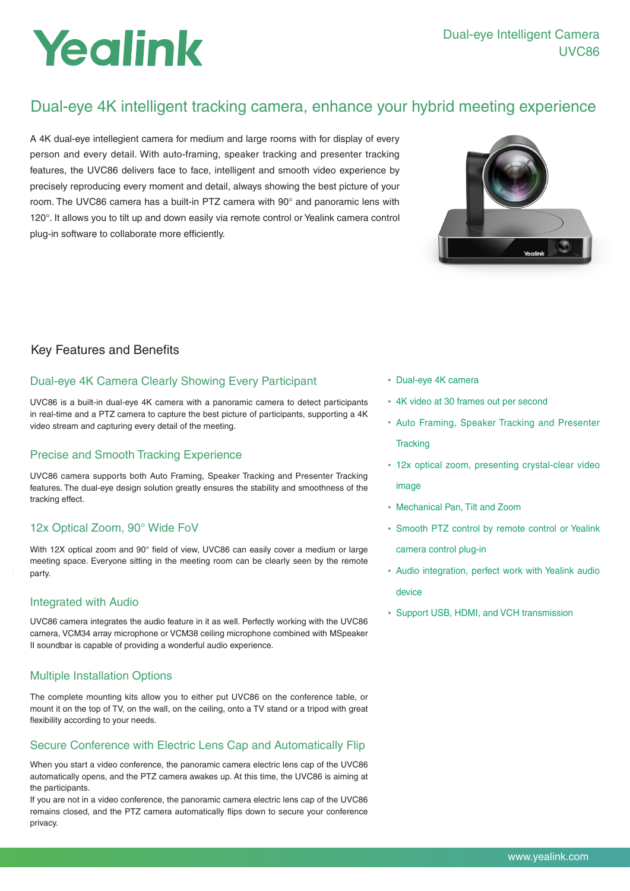# Yealink

Dual-eye Intelligent Camera
UVC86

## Dual-eye 4K intelligent tracking camera, enhance your hybrid meeting experience

A 4K dual-eye intellegient camera for medium and large rooms with for display of every person and every detail. With auto-framing, speaker tracking and presenter tracking features, the UVC86 delivers face to face, intelligent and smooth video experience by precisely reproducing every moment and detail, always showing the best picture of your room. The UVC86 camera has a built-in PTZ camera with 90° and panoramic lens with 120°. It allows you to tilt up and down easily via remote control or Yealink camera control plug-in software to collaborate more efficiently.

## Key Features and Benefits

### Dual-eye 4K Camera Clearly Showing Every Participant

UVC86 is a built-in dual-eye 4K camera with a panoramic camera to detect participants in real-time and a PTZ camera to capture the best picture of participants, supporting a 4K video stream and capturing every detail of the meeting.

### Precise and Smooth Tracking Experience

UVC86 camera supports both Auto Framing, Speaker Tracking and Presenter Tracking features. The dual-eye design solution greatly ensures the stability and smoothness of the tracking effect.

### 12x Optical Zoom, 90° Wide FoV

With 12X optical zoom and 90° field of view, UVC86 can easily cover a medium or large meeting space. Everyone sitting in the meeting room can be clearly seen by the remote party.

### Integrated with Audio

UVC86 camera integrates the audio feature in it as well. Perfectly working with the UVC86 camera, VCM34 array microphone or VCM38 ceiling microphone combined with MSpeaker II soundbar is capable of providing a wonderful audio experience.

### Multiple Installation Options

The complete mounting kits allow you to either put UVC86 on the conference table, or mount it on the top of TV, on the wall, on the ceiling, onto a TV stand or a tripod with great flexibility according to your needs.

### Secure Conference with Electric Lens Cap and Automatically Flip

When you start a video conference, the panoramic camera electric lens cap of the UVC86 automatically opens, and the PTZ camera awakes up. At this time, the UVC86 is aiming at the participants.
If you are not in a video conference, the panoramic camera electric lens cap of the UVC86 remains closed, and the PTZ camera automatically flips down to secure your conference privacy.

- Dual-eye 4K camera
- 4K video at 30 frames out per second
- Auto Framing, Speaker Tracking and Presenter Tracking
- 12x optical zoom, presenting crystal-clear video image
- Mechanical Pan, Tilt and Zoom
- Smooth PTZ control by remote control or Yealink camera control plug-in
- Audio integration, perfect work with Yealink audio device
- Support USB, HDMI, and VCH transmission

www.yealink.com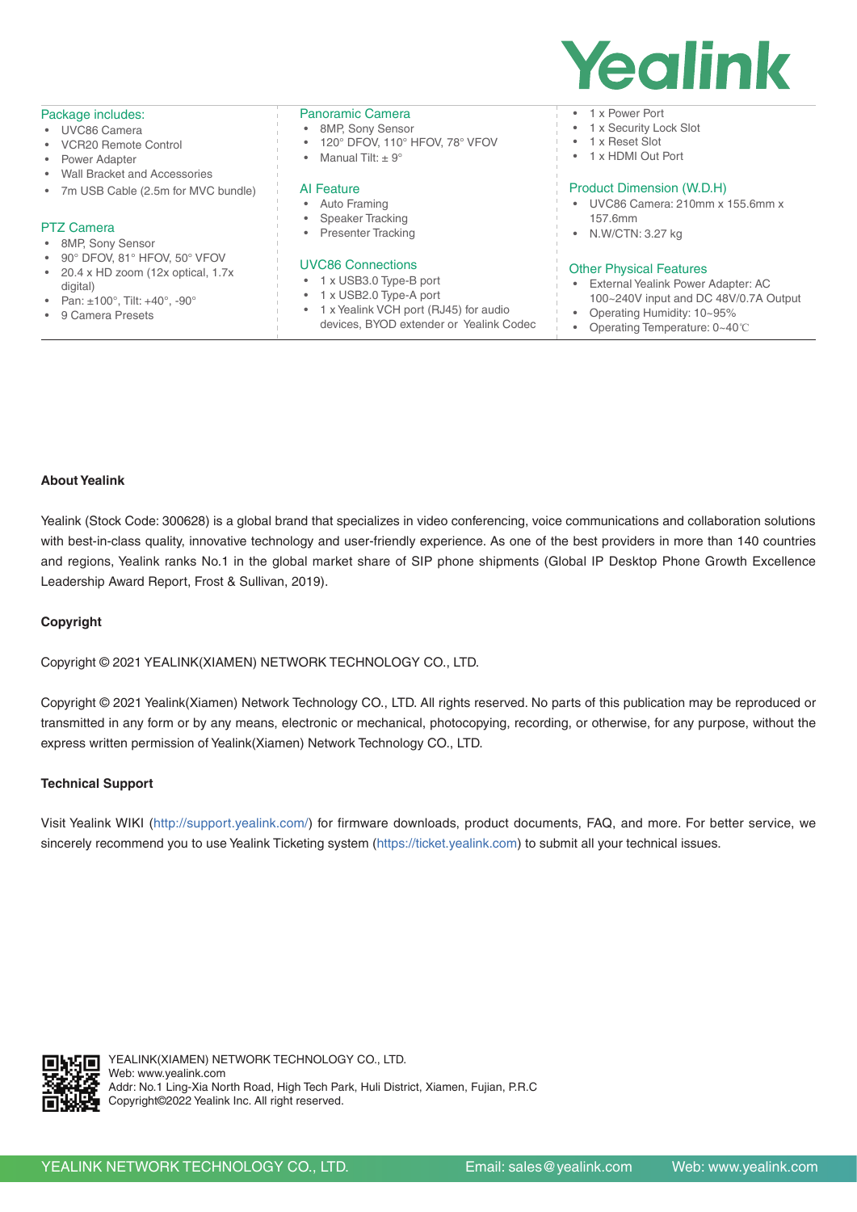Yealink

### Package includes:

- UVC86 Camera
- VCR20 Remote Control
- Power Adapter
- Wall Bracket and Accessories
- 7m USB Cable (2.5m for MVC bundle)

### PTZ Camera

- 8MP, Sony Sensor
- 90° DFOV, 81° HFOV, 50° VFOV
- 20.4 x HD zoom (12x optical, 1.7x digital)
- Pan: ±100°, Tilt: +40°, -90°
- 9 Camera Presets

### Panoramic Camera

- 8MP, Sony Sensor
- 120° DFOV, 110° HFOV, 78° VFOV
- Manual Tilt: ± 9°

### AI Feature

- Auto Framing
- Speaker Tracking
- Presenter Tracking

### UVC86 Connections

- 1 x USB3.0 Type-B port
- 1 x USB2.0 Type-A port
- 1 x Yealink VCH port (RJ45) for audio devices, BYOD extender or Yealink Codec
- 1 x Power Port
- 1 x Security Lock Slot
- 1 x Reset Slot
- 1 x HDMI Out Port

### Product Dimension (W.D.H)

- UVC86 Camera: 210mm x 155.6mm x 157.6mm
- N.W/CTN: 3.27 kg

### Other Physical Features

- External Yealink Power Adapter: AC 100~240V input and DC 48V/0.7A Output
- Operating Humidity: 10~95%
- Operating Temperature: 0~40℃

**About Yealink**

Yealink (Stock Code: 300628) is a global brand that specializes in video conferencing, voice communications and collaboration solutions with best-in-class quality, innovative technology and user-friendly experience. As one of the best providers in more than 140 countries and regions, Yealink ranks No.1 in the global market share of SIP phone shipments (Global IP Desktop Phone Growth Excellence Leadership Award Report, Frost & Sullivan, 2019).

**Copyright**

Copyright © 2021 YEALINK(XIAMEN) NETWORK TECHNOLOGY CO., LTD.

Copyright © 2021 Yealink(Xiamen) Network Technology CO., LTD. All rights reserved. No parts of this publication may be reproduced or transmitted in any form or by any means, electronic or mechanical, photocopying, recording, or otherwise, for any purpose, without the express written permission of Yealink(Xiamen) Network Technology CO., LTD.

**Technical Support**

Visit Yealink WIKI (http://support.yealink.com/) for firmware downloads, product documents, FAQ, and more. For better service, we sincerely recommend you to use Yealink Ticketing system (https://ticket.yealink.com) to submit all your technical issues.

YEALINK(XIAMEN) NETWORK TECHNOLOGY CO., LTD.
Web: www.yealink.com
Addr: No.1 Ling-Xia North Road, High Tech Park, Huli District, Xiamen, Fujian, P.R.C
Copyright©2022 Yealink Inc. All right reserved.

YEALINK NETWORK TECHNOLOGY CO., LTD. Email: sales@yealink.com Web: www.yealink.com